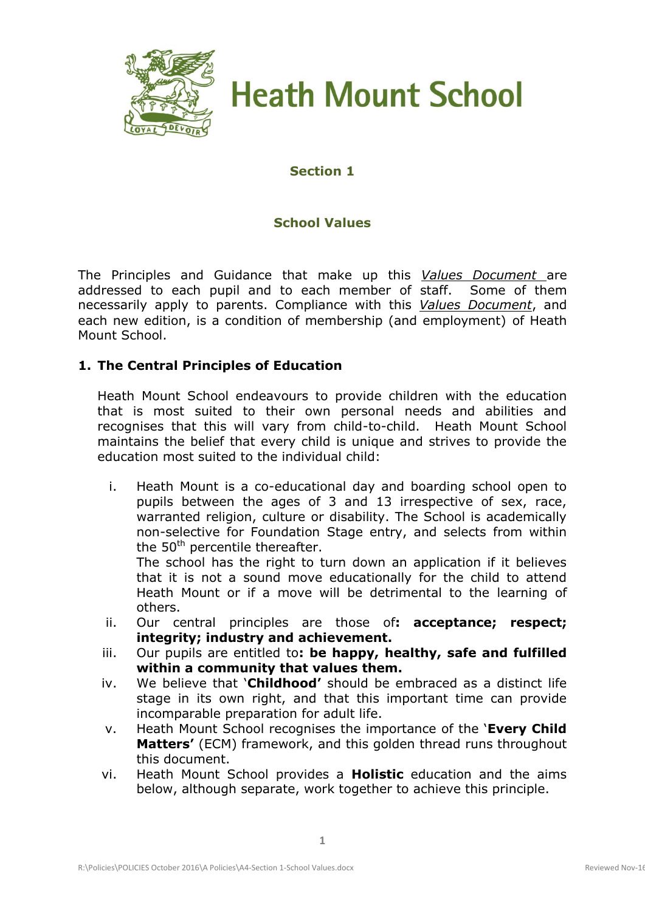# Heath Mount School

## Section 1

## School Values

The Principles and Guidance that make up this *Values Document* are addressed to each pupil and to each member of staff. Some of them necessarily apply to parents. Compliance with this *Values Document*, and each new edition, is a condition of membership (and employment) of Heath Mount School.

### 1. The Central Principles of Education

Heath Mount School endeavours to provide children with the education that is most suited to their own personal needs and abilities and recognises that this will vary from child-to-child. Heath Mount School maintains the belief that every child is unique and strives to provide the education most suited to the individual child:

i. Heath Mount is a co-educational day and boarding school open to pupils between the ages of 3 and 13 irrespective of sex, race, warranted religion, culture or disability. The School is academically non-selective for Foundation Stage entry, and selects from within the 50th percentile thereafter.
The school has the right to turn down an application if it believes that it is not a sound move educationally for the child to attend Heath Mount or if a move will be detrimental to the learning of others.

ii. Our central principles are those of**: acceptance; respect; integrity; industry and achievement.**

iii. Our pupils are entitled to**: be happy, healthy, safe and fulfilled within a community that values them.**

iv. We believe that '**Childhood'** should be embraced as a distinct life stage in its own right, and that this important time can provide incomparable preparation for adult life.

v. Heath Mount School recognises the importance of the '**Every Child Matters'** (ECM) framework, and this golden thread runs throughout this document.

vi. Heath Mount School provides a **Holistic** education and the aims below, although separate, work together to achieve this principle.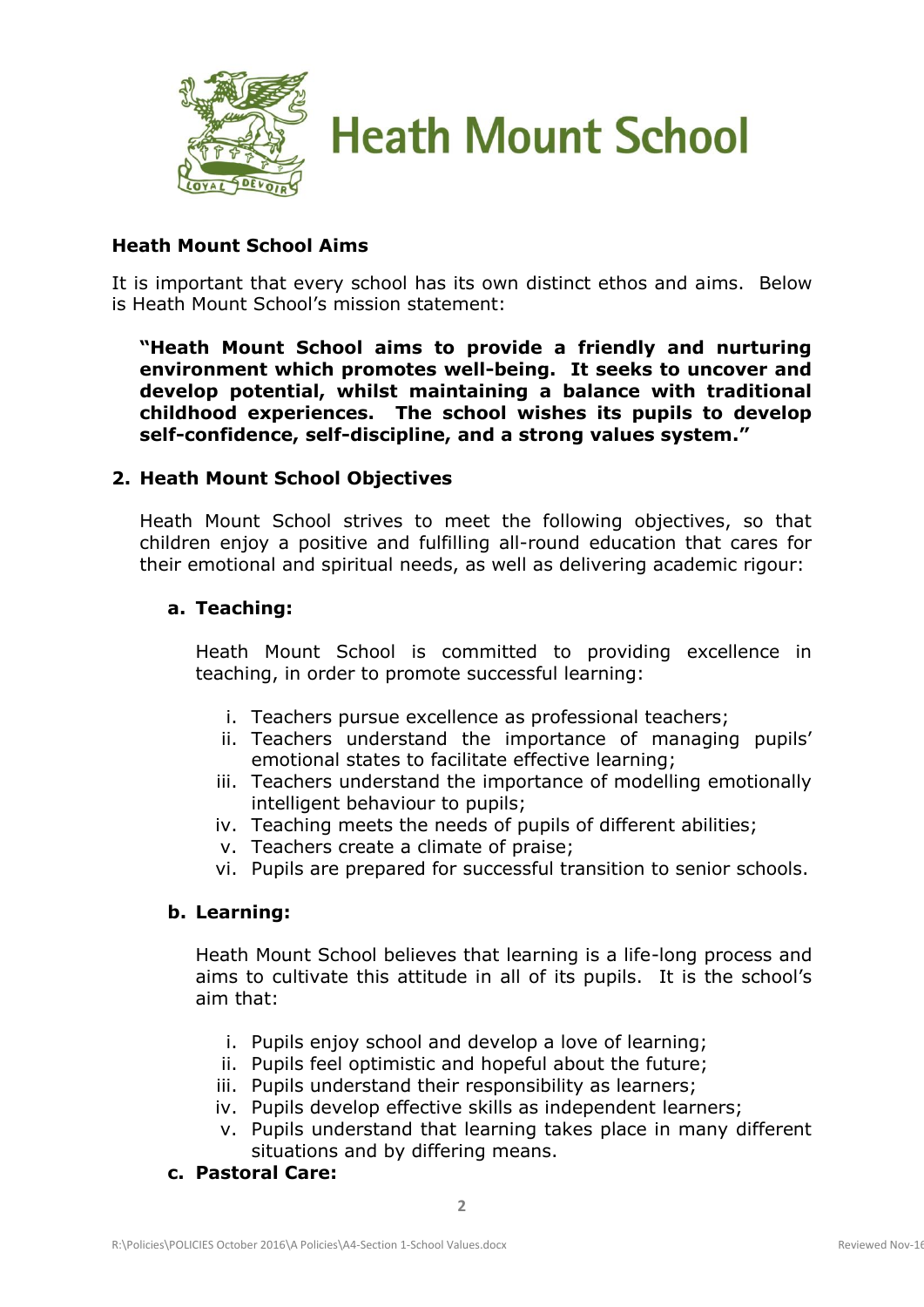# Heath Mount School

**Heath Mount School Aims**

It is important that every school has its own distinct ethos and aims. Below is Heath Mount School's mission statement:

> **"Heath Mount School aims to provide a friendly and nurturing environment which promotes well-being. It seeks to uncover and develop potential, whilst maintaining a balance with traditional childhood experiences. The school wishes its pupils to develop self-confidence, self-discipline, and a strong values system."**

## 2. Heath Mount School Objectives

Heath Mount School strives to meet the following objectives, so that children enjoy a positive and fulfilling all-round education that cares for their emotional and spiritual needs, as well as delivering academic rigour:

### a. Teaching:

Heath Mount School is committed to providing excellence in teaching, in order to promote successful learning:

i. Teachers pursue excellence as professional teachers;
ii. Teachers understand the importance of managing pupils' emotional states to facilitate effective learning;
iii. Teachers understand the importance of modelling emotionally intelligent behaviour to pupils;
iv. Teaching meets the needs of pupils of different abilities;
v. Teachers create a climate of praise;
vi. Pupils are prepared for successful transition to senior schools.

### b. Learning:

Heath Mount School believes that learning is a life-long process and aims to cultivate this attitude in all of its pupils. It is the school's aim that:

i. Pupils enjoy school and develop a love of learning;
ii. Pupils feel optimistic and hopeful about the future;
iii. Pupils understand their responsibility as learners;
iv. Pupils develop effective skills as independent learners;
v. Pupils understand that learning takes place in many different situations and by differing means.

### c. Pastoral Care: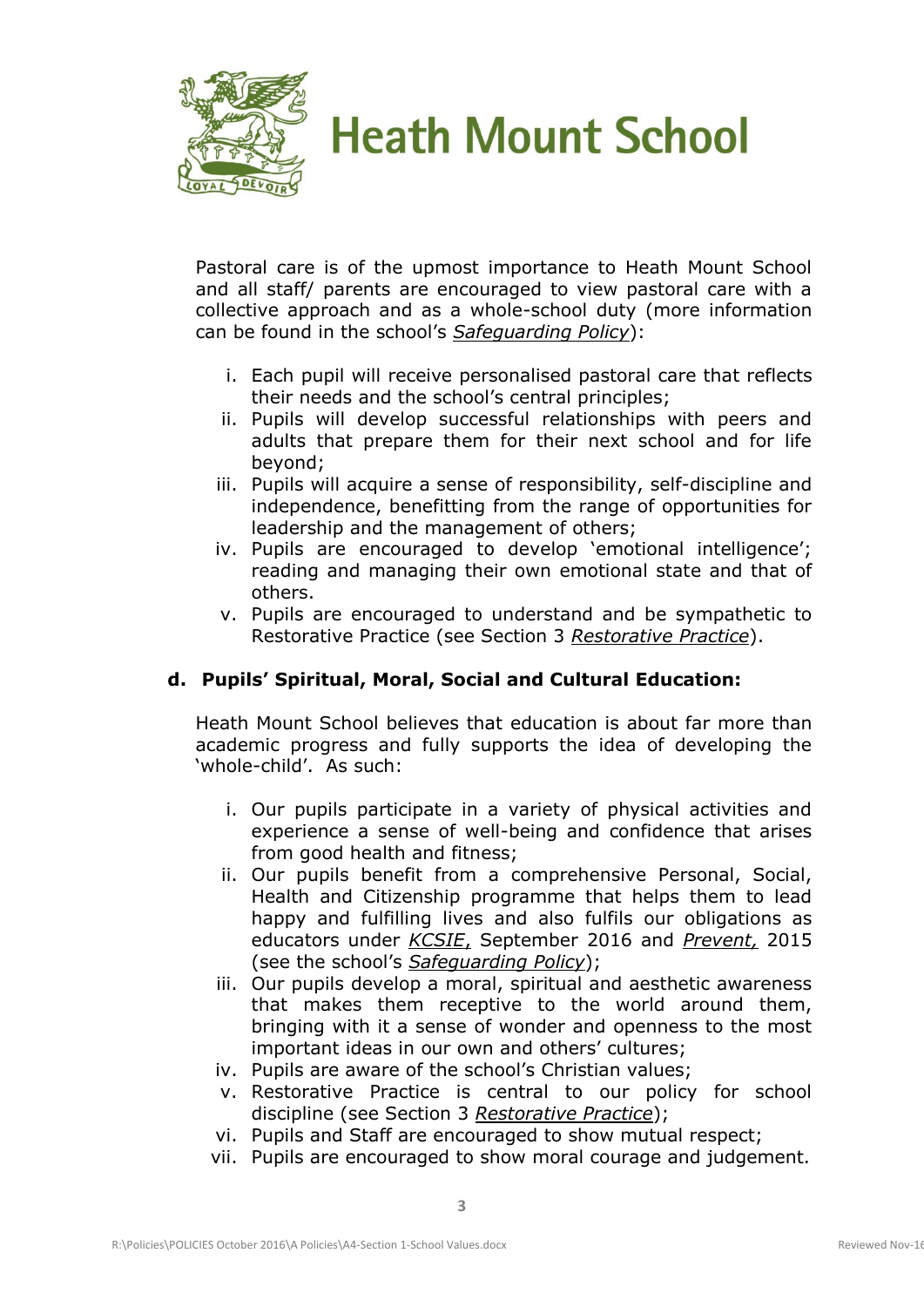Pastoral care is of the upmost importance to Heath Mount School and all staff/ parents are encouraged to view pastoral care with a collective approach and as a whole-school duty (more information can be found in the school's *Safeguarding Policy*):

i. Each pupil will receive personalised pastoral care that reflects their needs and the school's central principles;
ii. Pupils will develop successful relationships with peers and adults that prepare them for their next school and for life beyond;
iii. Pupils will acquire a sense of responsibility, self-discipline and independence, benefitting from the range of opportunities for leadership and the management of others;
iv. Pupils are encouraged to develop 'emotional intelligence'; reading and managing their own emotional state and that of others.
v. Pupils are encouraged to understand and be sympathetic to Restorative Practice (see Section 3 *Restorative Practice*).

### d. Pupils' Spiritual, Moral, Social and Cultural Education:

Heath Mount School believes that education is about far more than academic progress and fully supports the idea of developing the 'whole-child'. As such:

i. Our pupils participate in a variety of physical activities and experience a sense of well-being and confidence that arises from good health and fitness;
ii. Our pupils benefit from a comprehensive Personal, Social, Health and Citizenship programme that helps them to lead happy and fulfilling lives and also fulfils our obligations as educators under *KCSIE*, September 2016 and *Prevent*, 2015 (see the school's *Safeguarding Policy*);
iii. Our pupils develop a moral, spiritual and aesthetic awareness that makes them receptive to the world around them, bringing with it a sense of wonder and openness to the most important ideas in our own and others' cultures;
iv. Pupils are aware of the school's Christian values;
v. Restorative Practice is central to our policy for school discipline (see Section 3 *Restorative Practice*);
vi. Pupils and Staff are encouraged to show mutual respect;
vii. Pupils are encouraged to show moral courage and judgement.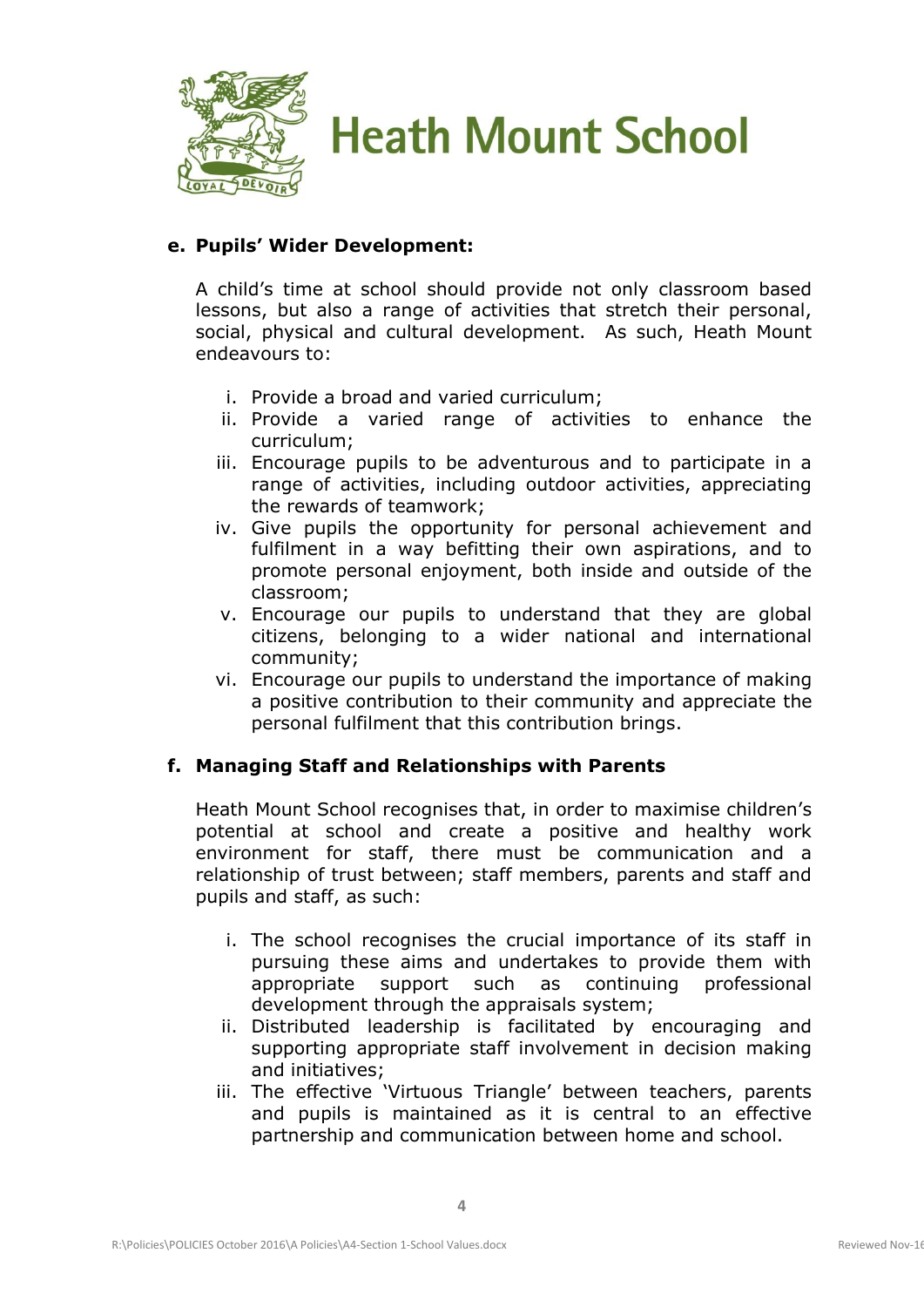**e. Pupils' Wider Development:**

A child's time at school should provide not only classroom based lessons, but also a range of activities that stretch their personal, social, physical and cultural development. As such, Heath Mount endeavours to:

i. Provide a broad and varied curriculum;
ii. Provide a varied range of activities to enhance the curriculum;
iii. Encourage pupils to be adventurous and to participate in a range of activities, including outdoor activities, appreciating the rewards of teamwork;
iv. Give pupils the opportunity for personal achievement and fulfilment in a way befitting their own aspirations, and to promote personal enjoyment, both inside and outside of the classroom;
v. Encourage our pupils to understand that they are global citizens, belonging to a wider national and international community;
vi. Encourage our pupils to understand the importance of making a positive contribution to their community and appreciate the personal fulfilment that this contribution brings.

**f. Managing Staff and Relationships with Parents**

Heath Mount School recognises that, in order to maximise children's potential at school and create a positive and healthy work environment for staff, there must be communication and a relationship of trust between; staff members, parents and staff and pupils and staff, as such:

i. The school recognises the crucial importance of its staff in pursuing these aims and undertakes to provide them with appropriate support such as continuing professional development through the appraisals system;
ii. Distributed leadership is facilitated by encouraging and supporting appropriate staff involvement in decision making and initiatives;
iii. The effective 'Virtuous Triangle' between teachers, parents and pupils is maintained as it is central to an effective partnership and communication between home and school.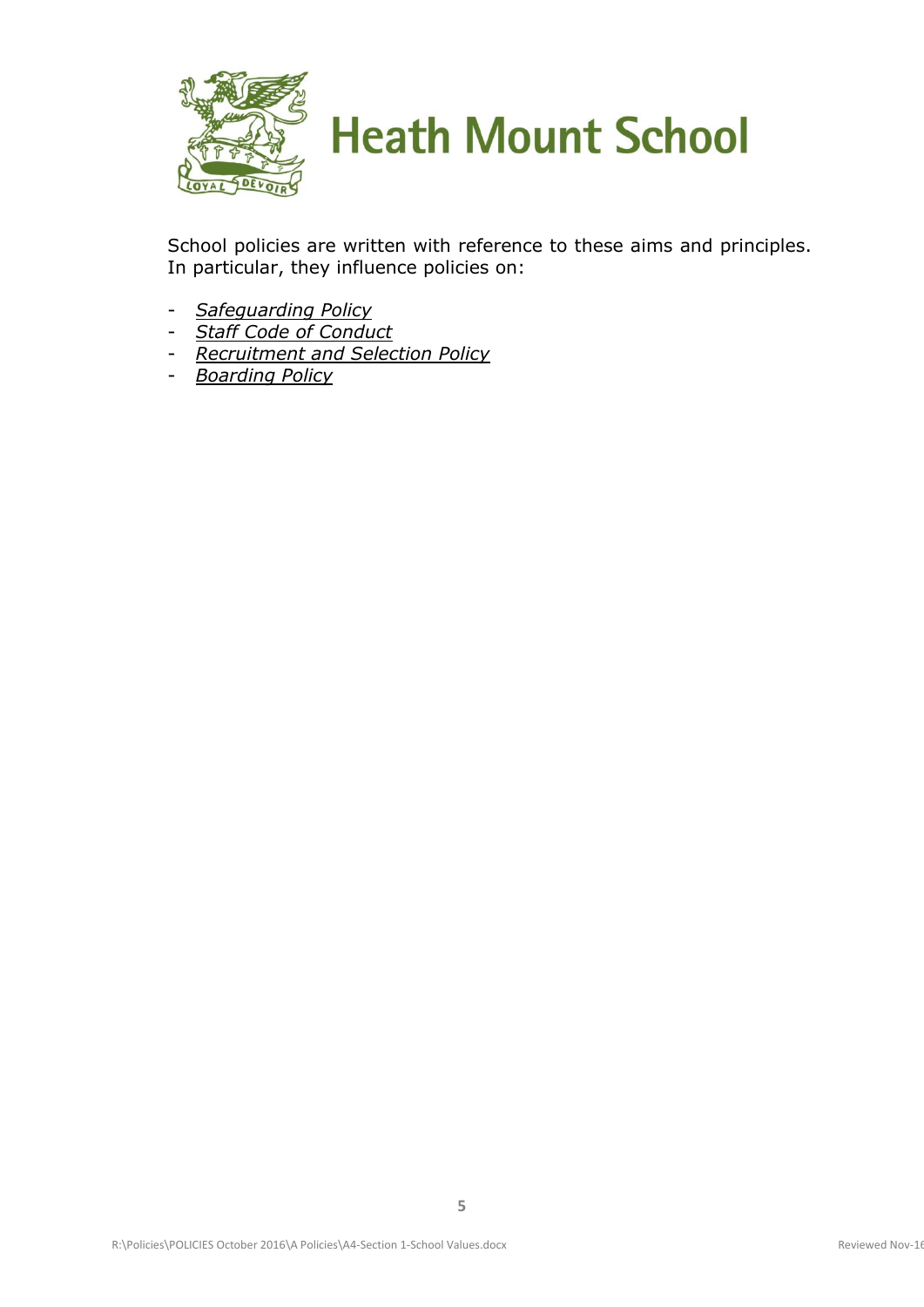School policies are written with reference to these aims and principles. In particular, they influence policies on:

- *Safeguarding Policy*
- *Staff Code of Conduct*
- *Recruitment and Selection Policy*
- *Boarding Policy*